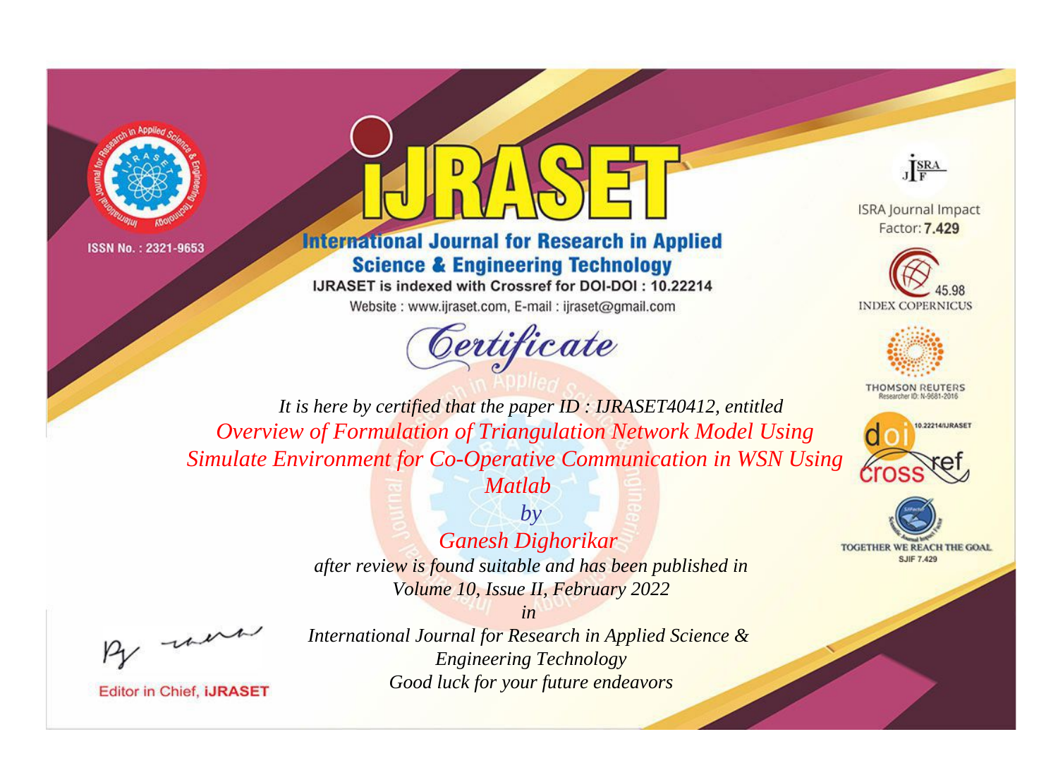ISSN No. : 2321-9653

# IJRASET

## International Journal for Research in Applied Science & Engineering Technology

IJRASET is indexed with Crossref for DOI-DOI : 10.22214

Website : www.ijraset.com, E-mail : ijraset@gmail.com

ISRA Journal Impact Factor: **7.429**

45.98 INDEX COPERNICUS

THOMSON REUTERS Researcher ID: N-9681-2016

10.22214/IJRASET

TOGETHER WE REACH THE GOAL SJIF 7.429

# *Certificate*

*It is here by certified that the paper ID : IJRASET40412, entitled*

*Overview of Formulation of Triangulation Network Model Using Simulate Environment for Co-Operative Communication in WSN Using Matlab*

*by*

*Ganesh Dighorikar*

*after review is found suitable and has been published in*

*Volume 10, Issue II, February 2022*

*in*

*International Journal for Research in Applied Science & Engineering Technology*

*Good luck for your future endeavors*

Editor in Chief, **iJRASET**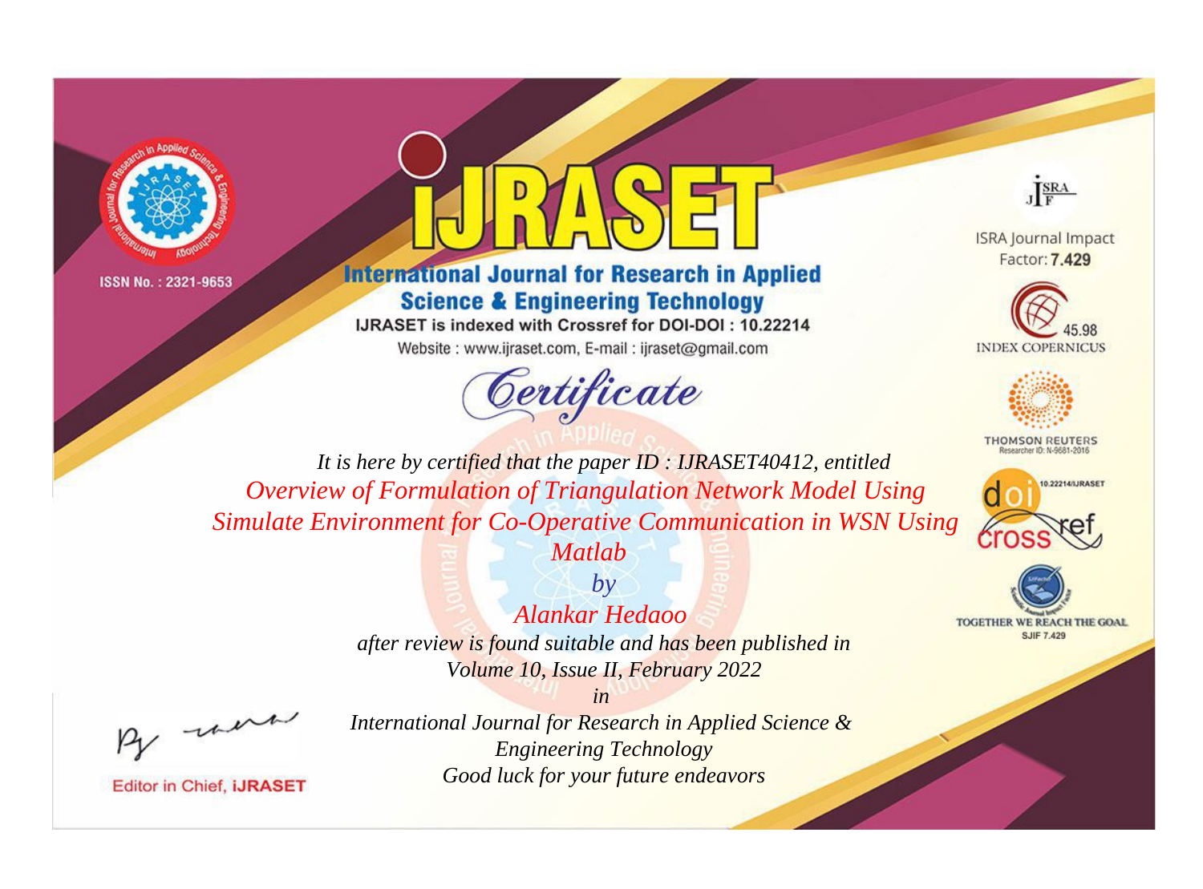ISSN No. : 2321-9653

# iJRASET

## International Journal for Research in Applied Science & Engineering Technology

IJRASET is indexed with Crossref for DOI-DOI : 10.22214

Website : www.ijraset.com, E-mail : ijraset@gmail.com

ISRA Journal Impact Factor: **7.429**

45.98 INDEX COPERNICUS

THOMSON REUTERS Researcher ID: N-9681-2016

10.22214/IJRASET

TOGETHER WE REACH THE GOAL SJIF 7.429

# *Certificate*

*It is here by certified that the paper ID : IJRASET40412, entitled*

*Overview of Formulation of Triangulation Network Model Using Simulate Environment for Co-Operative Communication in WSN Using Matlab*

*by*

*Alankar Hedaoo*

*after review is found suitable and has been published in*

*Volume 10, Issue II, February 2022*

*in*

*International Journal for Research in Applied Science & Engineering Technology*

*Good luck for your future endeavors*

Editor in Chief, iJRASET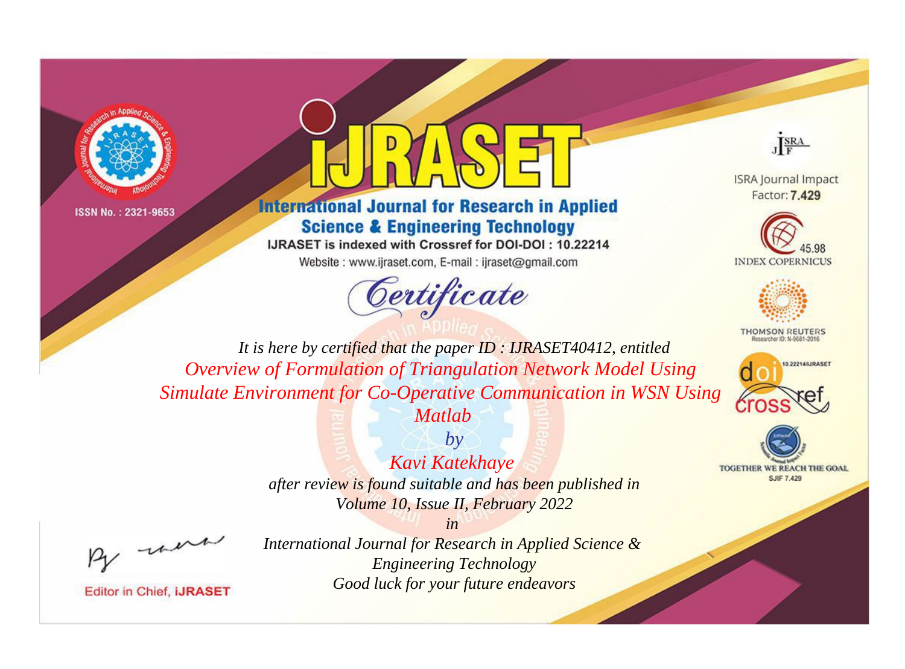ISSN No. : 2321-9653

# IJRASET

## International Journal for Research in Applied Science & Engineering Technology

IJRASET is indexed with Crossref for DOI-DOI : 10.22214

Website : www.ijraset.com, E-mail : ijraset@gmail.com

# Certificate

*It is here by certified that the paper ID : IJRASET40412, entitled*

*Overview of Formulation of Triangulation Network Model Using Simulate Environment for Co-Operative Communication in WSN Using Matlab*

*by*

*Kavi Katekhaye*

*after review is found suitable and has been published in*

*Volume 10, Issue II, February 2022*

*in*

*International Journal for Research in Applied Science & Engineering Technology*

*Good luck for your future endeavors*

Editor in Chief, IJRASET

ISRA Journal Impact Factor: **7.429**

45.98 INDEX COPERNICUS

THOMSON REUTERS Researcher ID: N-9681-2016

10.22214/IJRASET

TOGETHER WE REACH THE GOAL SJIF 7.429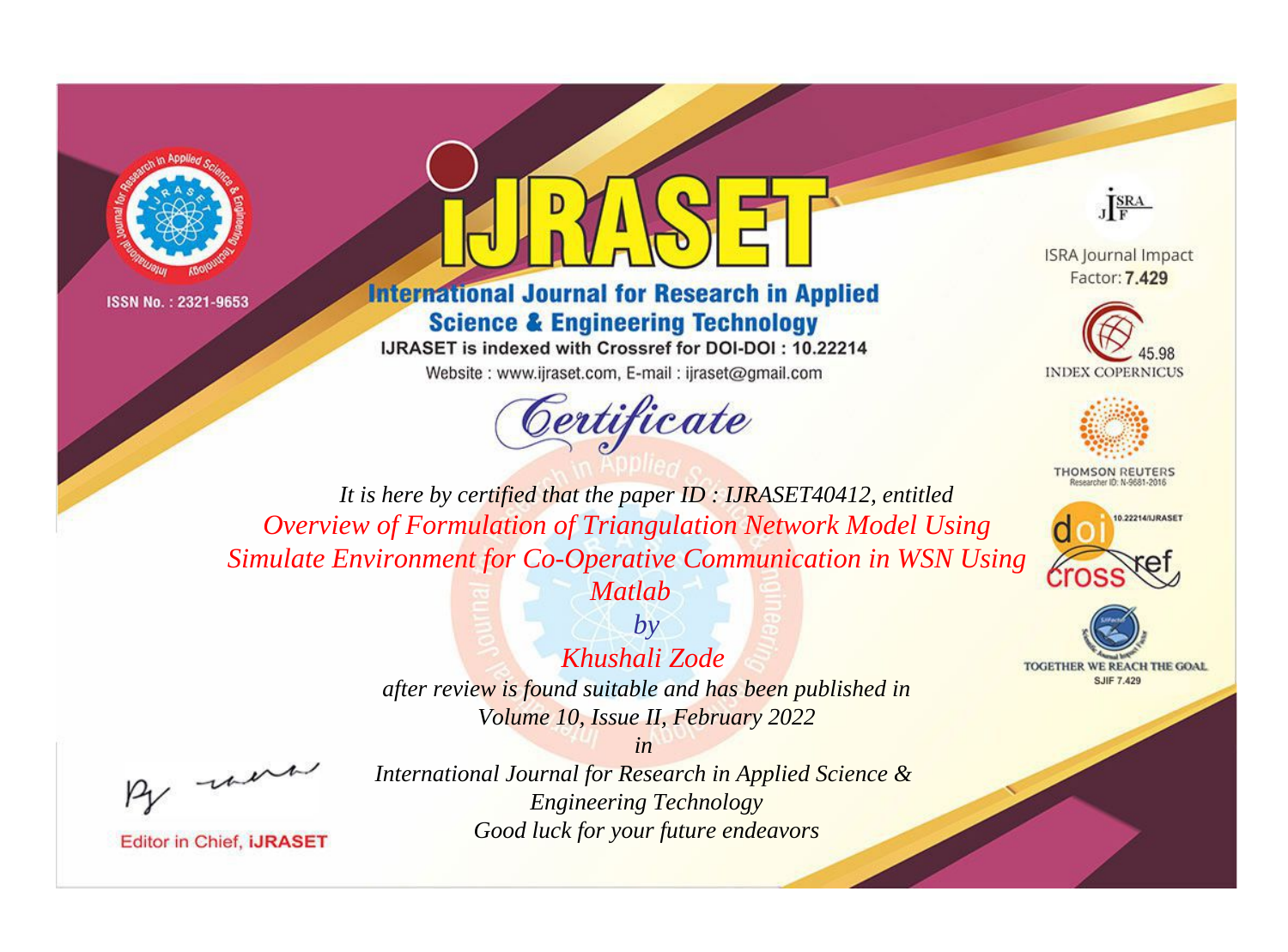ISSN No. : 2321-9653

# iJRASET

## International Journal for Research in Applied Science & Engineering Technology

IJRASET is indexed with Crossref for DOI-DOI : 10.22214

Website : www.ijraset.com, E-mail : ijraset@gmail.com

ISRA Journal Impact Factor: **7.429**

45.98 INDEX COPERNICUS

THOMSON REUTERS Researcher ID: N-9681-2016

10.22214/IJRASET

TOGETHER WE REACH THE GOAL SJIF 7.429

# Certificate

*It is here by certified that the paper ID : IJRASET40412, entitled*

*Overview of Formulation of Triangulation Network Model Using Simulate Environment for Co-Operative Communication in WSN Using Matlab*

*by*

*Khushali Zode*

*after review is found suitable and has been published in*

*Volume 10, Issue II, February 2022*

*in*

*International Journal for Research in Applied Science & Engineering Technology*

*Good luck for your future endeavors*

Editor in Chief, **iJRASET**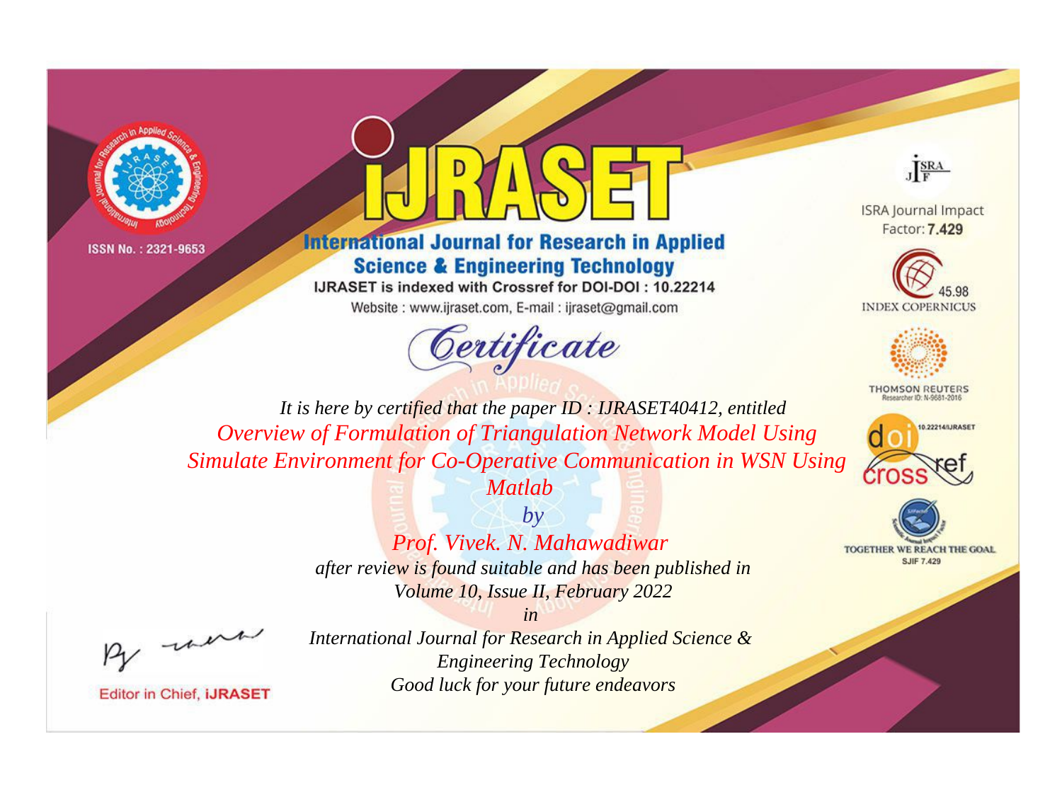ISSN No. : 2321-9653

# iJRASET

## International Journal for Research in Applied Science & Engineering Technology

IJRASET is indexed with Crossref for DOI-DOI : 10.22214

Website : www.ijraset.com, E-mail : ijraset@gmail.com

ISRA Journal Impact Factor: **7.429**

45.98 INDEX COPERNICUS

THOMSON REUTERS Researcher ID: N-9681-2016

10.22214/IJRASET

TOGETHER WE REACH THE GOAL SJIF 7.429

# *Certificate*

*It is here by certified that the paper ID : IJRASET40412, entitled*

*Overview of Formulation of Triangulation Network Model Using Simulate Environment for Co-Operative Communication in WSN Using Matlab*

*by*

*Prof. Vivek. N. Mahawadiwar*

*after review is found suitable and has been published in*

*Volume 10, Issue II, February 2022*

*in*

*International Journal for Research in Applied Science & Engineering Technology*

*Good luck for your future endeavors*

Editor in Chief, **iJRASET**